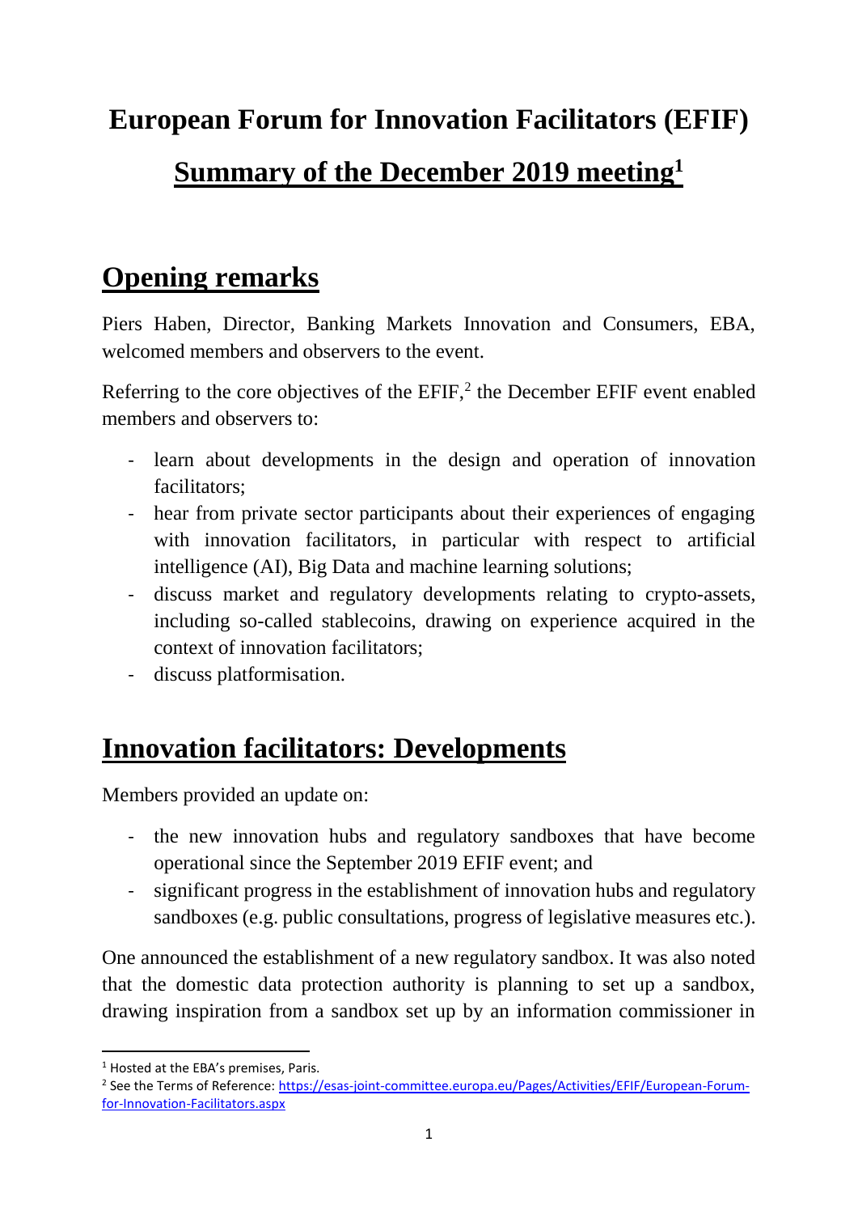# European Forum for Innovation Facilitators (EFIF)

## Summary of the December 2019 meeting[1]

## Opening remarks

Piers Haben, Director, Banking Markets Innovation and Consumers, EBA, welcomed members and observers to the event.

Referring to the core objectives of the EFIF,[2] the December EFIF event enabled members and observers to:

- learn about developments in the design and operation of innovation facilitators;
- hear from private sector participants about their experiences of engaging with innovation facilitators, in particular with respect to artificial intelligence (AI), Big Data and machine learning solutions;
- discuss market and regulatory developments relating to crypto-assets, including so-called stablecoins, drawing on experience acquired in the context of innovation facilitators;
- discuss platformisation.

## Innovation facilitators: Developments

Members provided an update on:

- the new innovation hubs and regulatory sandboxes that have become operational since the September 2019 EFIF event; and
- significant progress in the establishment of innovation hubs and regulatory sandboxes (e.g. public consultations, progress of legislative measures etc.).

One announced the establishment of a new regulatory sandbox. It was also noted that the domestic data protection authority is planning to set up a sandbox, drawing inspiration from a sandbox set up by an information commissioner in

[1] Hosted at the EBA's premises, Paris.

[2] See the Terms of Reference: https://esas-joint-committee.europa.eu/Pages/Activities/EFIF/European-Forum-for-Innovation-Facilitators.aspx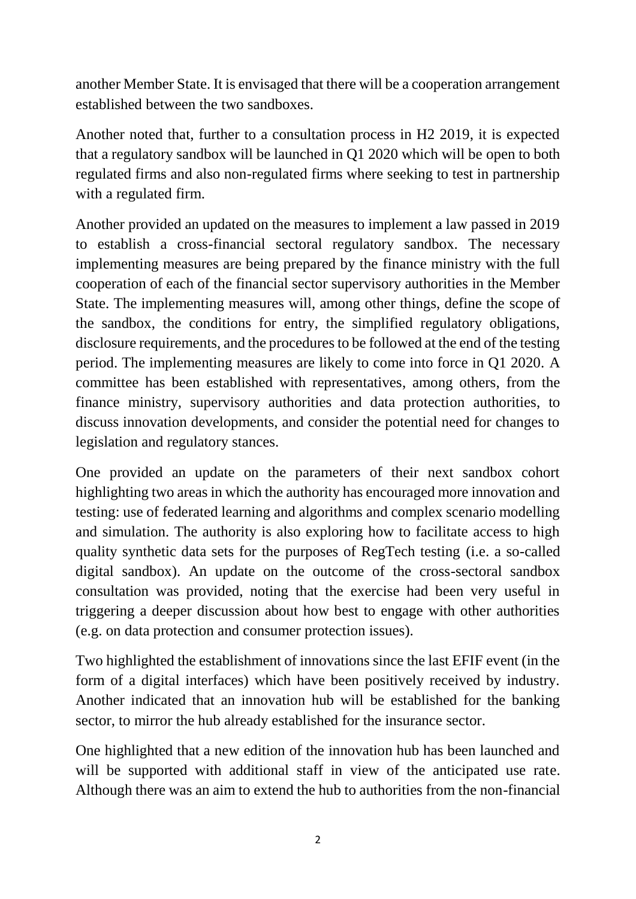another Member State. It is envisaged that there will be a cooperation arrangement established between the two sandboxes.

Another noted that, further to a consultation process in H2 2019, it is expected that a regulatory sandbox will be launched in Q1 2020 which will be open to both regulated firms and also non-regulated firms where seeking to test in partnership with a regulated firm.

Another provided an updated on the measures to implement a law passed in 2019 to establish a cross-financial sectoral regulatory sandbox. The necessary implementing measures are being prepared by the finance ministry with the full cooperation of each of the financial sector supervisory authorities in the Member State. The implementing measures will, among other things, define the scope of the sandbox, the conditions for entry, the simplified regulatory obligations, disclosure requirements, and the procedures to be followed at the end of the testing period. The implementing measures are likely to come into force in Q1 2020. A committee has been established with representatives, among others, from the finance ministry, supervisory authorities and data protection authorities, to discuss innovation developments, and consider the potential need for changes to legislation and regulatory stances.

One provided an update on the parameters of their next sandbox cohort highlighting two areas in which the authority has encouraged more innovation and testing: use of federated learning and algorithms and complex scenario modelling and simulation. The authority is also exploring how to facilitate access to high quality synthetic data sets for the purposes of RegTech testing (i.e. a so-called digital sandbox). An update on the outcome of the cross-sectoral sandbox consultation was provided, noting that the exercise had been very useful in triggering a deeper discussion about how best to engage with other authorities (e.g. on data protection and consumer protection issues).

Two highlighted the establishment of innovations since the last EFIF event (in the form of a digital interfaces) which have been positively received by industry. Another indicated that an innovation hub will be established for the banking sector, to mirror the hub already established for the insurance sector.

One highlighted that a new edition of the innovation hub has been launched and will be supported with additional staff in view of the anticipated use rate. Although there was an aim to extend the hub to authorities from the non-financial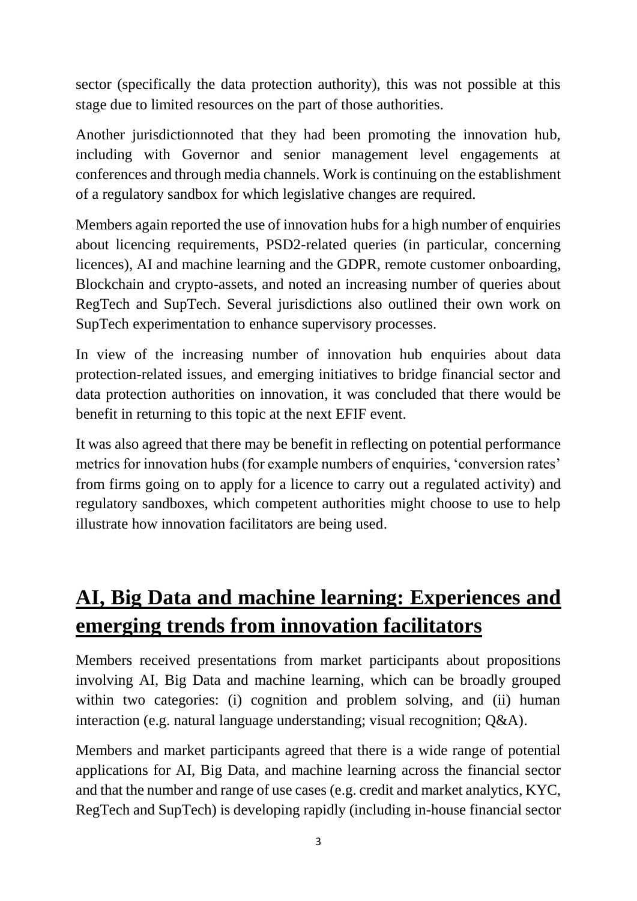sector (specifically the data protection authority), this was not possible at this stage due to limited resources on the part of those authorities.

Another jurisdictionnoted that they had been promoting the innovation hub, including with Governor and senior management level engagements at conferences and through media channels. Work is continuing on the establishment of a regulatory sandbox for which legislative changes are required.

Members again reported the use of innovation hubs for a high number of enquiries about licencing requirements, PSD2-related queries (in particular, concerning licences), AI and machine learning and the GDPR, remote customer onboarding, Blockchain and crypto-assets, and noted an increasing number of queries about RegTech and SupTech. Several jurisdictions also outlined their own work on SupTech experimentation to enhance supervisory processes.

In view of the increasing number of innovation hub enquiries about data protection-related issues, and emerging initiatives to bridge financial sector and data protection authorities on innovation, it was concluded that there would be benefit in returning to this topic at the next EFIF event.

It was also agreed that there may be benefit in reflecting on potential performance metrics for innovation hubs (for example numbers of enquiries, 'conversion rates' from firms going on to apply for a licence to carry out a regulated activity) and regulatory sandboxes, which competent authorities might choose to use to help illustrate how innovation facilitators are being used.

## AI, Big Data and machine learning: Experiences and emerging trends from innovation facilitators

Members received presentations from market participants about propositions involving AI, Big Data and machine learning, which can be broadly grouped within two categories: (i) cognition and problem solving, and (ii) human interaction (e.g. natural language understanding; visual recognition; Q&A).

Members and market participants agreed that there is a wide range of potential applications for AI, Big Data, and machine learning across the financial sector and that the number and range of use cases (e.g. credit and market analytics, KYC, RegTech and SupTech) is developing rapidly (including in-house financial sector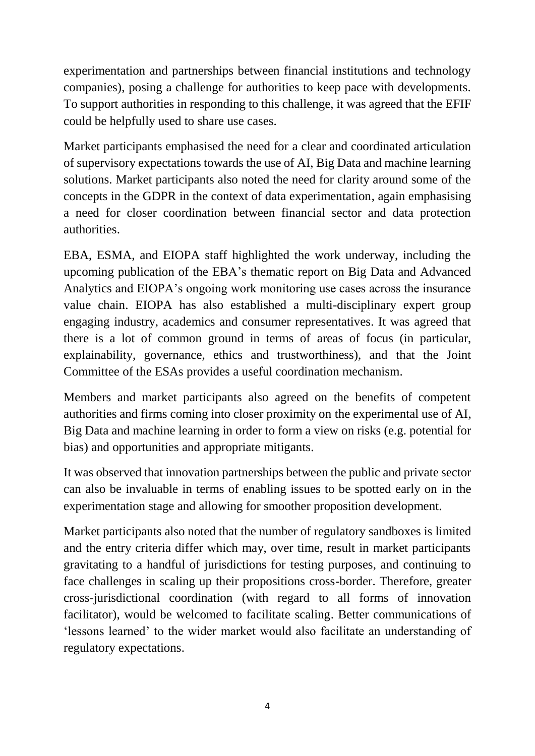experimentation and partnerships between financial institutions and technology companies), posing a challenge for authorities to keep pace with developments. To support authorities in responding to this challenge, it was agreed that the EFIF could be helpfully used to share use cases.

Market participants emphasised the need for a clear and coordinated articulation of supervisory expectations towards the use of AI, Big Data and machine learning solutions. Market participants also noted the need for clarity around some of the concepts in the GDPR in the context of data experimentation, again emphasising a need for closer coordination between financial sector and data protection authorities.

EBA, ESMA, and EIOPA staff highlighted the work underway, including the upcoming publication of the EBA's thematic report on Big Data and Advanced Analytics and EIOPA's ongoing work monitoring use cases across the insurance value chain. EIOPA has also established a multi-disciplinary expert group engaging industry, academics and consumer representatives. It was agreed that there is a lot of common ground in terms of areas of focus (in particular, explainability, governance, ethics and trustworthiness), and that the Joint Committee of the ESAs provides a useful coordination mechanism.

Members and market participants also agreed on the benefits of competent authorities and firms coming into closer proximity on the experimental use of AI, Big Data and machine learning in order to form a view on risks (e.g. potential for bias) and opportunities and appropriate mitigants.

It was observed that innovation partnerships between the public and private sector can also be invaluable in terms of enabling issues to be spotted early on in the experimentation stage and allowing for smoother proposition development.

Market participants also noted that the number of regulatory sandboxes is limited and the entry criteria differ which may, over time, result in market participants gravitating to a handful of jurisdictions for testing purposes, and continuing to face challenges in scaling up their propositions cross-border. Therefore, greater cross-jurisdictional coordination (with regard to all forms of innovation facilitator), would be welcomed to facilitate scaling. Better communications of 'lessons learned' to the wider market would also facilitate an understanding of regulatory expectations.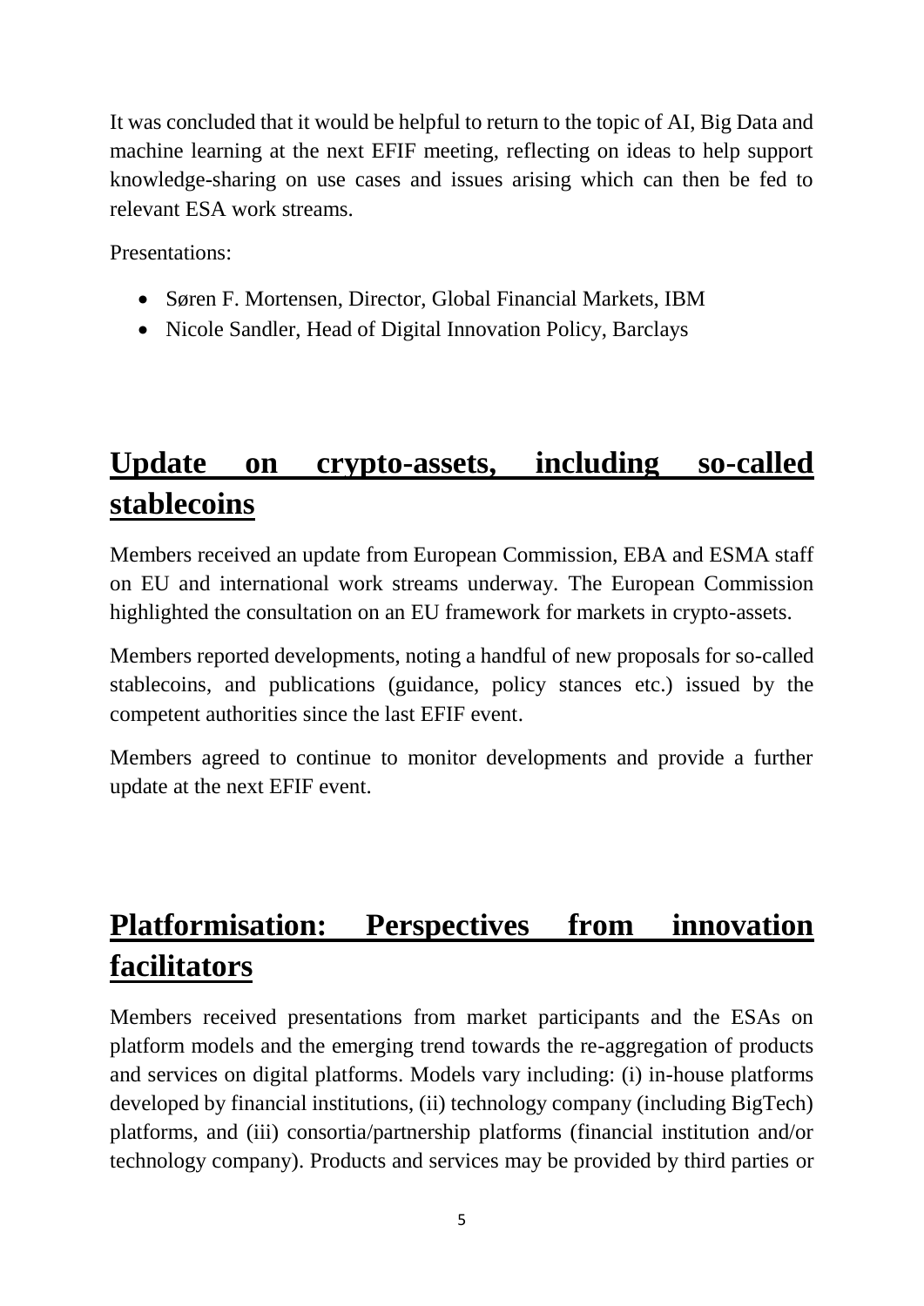It was concluded that it would be helpful to return to the topic of AI, Big Data and machine learning at the next EFIF meeting, reflecting on ideas to help support knowledge-sharing on use cases and issues arising which can then be fed to relevant ESA work streams.

Presentations:

- Søren F. Mortensen, Director, Global Financial Markets, IBM
- Nicole Sandler, Head of Digital Innovation Policy, Barclays

## Update on crypto-assets, including so-called stablecoins

Members received an update from European Commission, EBA and ESMA staff on EU and international work streams underway. The European Commission highlighted the consultation on an EU framework for markets in crypto-assets.

Members reported developments, noting a handful of new proposals for so-called stablecoins, and publications (guidance, policy stances etc.) issued by the competent authorities since the last EFIF event.

Members agreed to continue to monitor developments and provide a further update at the next EFIF event.

## Platformisation: Perspectives from innovation facilitators

Members received presentations from market participants and the ESAs on platform models and the emerging trend towards the re-aggregation of products and services on digital platforms. Models vary including: (i) in-house platforms developed by financial institutions, (ii) technology company (including BigTech) platforms, and (iii) consortia/partnership platforms (financial institution and/or technology company). Products and services may be provided by third parties or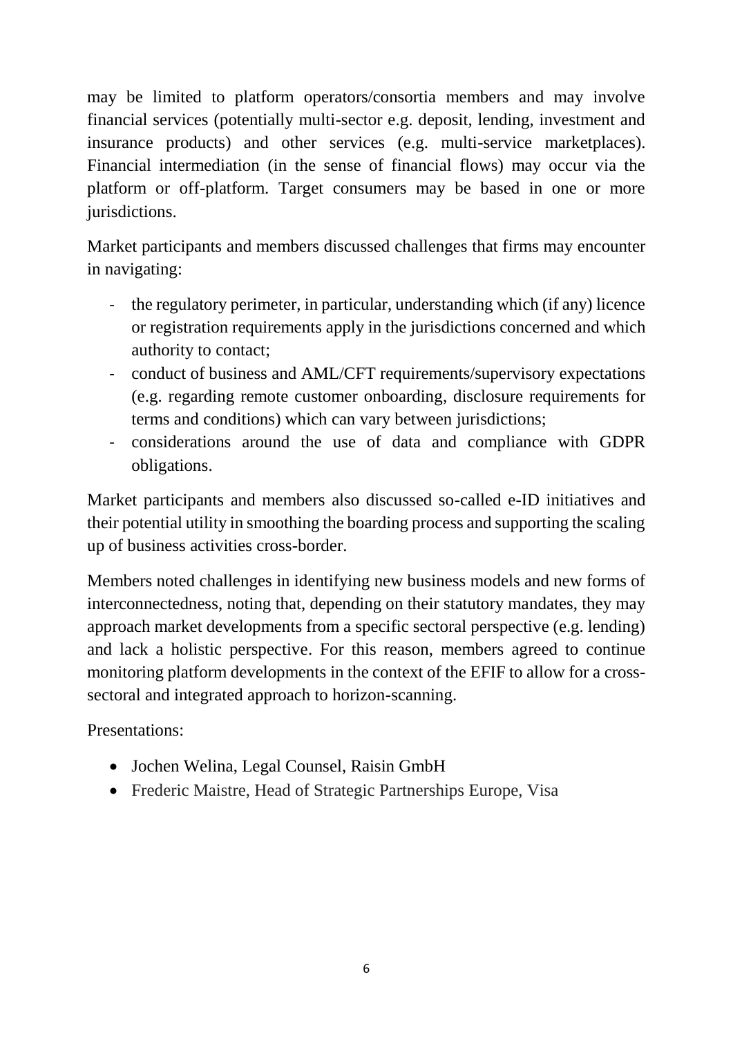may be limited to platform operators/consortia members and may involve financial services (potentially multi-sector e.g. deposit, lending, investment and insurance products) and other services (e.g. multi-service marketplaces). Financial intermediation (in the sense of financial flows) may occur via the platform or off-platform. Target consumers may be based in one or more jurisdictions.

Market participants and members discussed challenges that firms may encounter in navigating:

- the regulatory perimeter, in particular, understanding which (if any) licence or registration requirements apply in the jurisdictions concerned and which authority to contact;
- conduct of business and AML/CFT requirements/supervisory expectations (e.g. regarding remote customer onboarding, disclosure requirements for terms and conditions) which can vary between jurisdictions;
- considerations around the use of data and compliance with GDPR obligations.

Market participants and members also discussed so-called e-ID initiatives and their potential utility in smoothing the boarding process and supporting the scaling up of business activities cross-border.

Members noted challenges in identifying new business models and new forms of interconnectedness, noting that, depending on their statutory mandates, they may approach market developments from a specific sectoral perspective (e.g. lending) and lack a holistic perspective. For this reason, members agreed to continue monitoring platform developments in the context of the EFIF to allow for a cross-sectoral and integrated approach to horizon-scanning.

Presentations:

- Jochen Welina, Legal Counsel, Raisin GmbH
- Frederic Maistre, Head of Strategic Partnerships Europe, Visa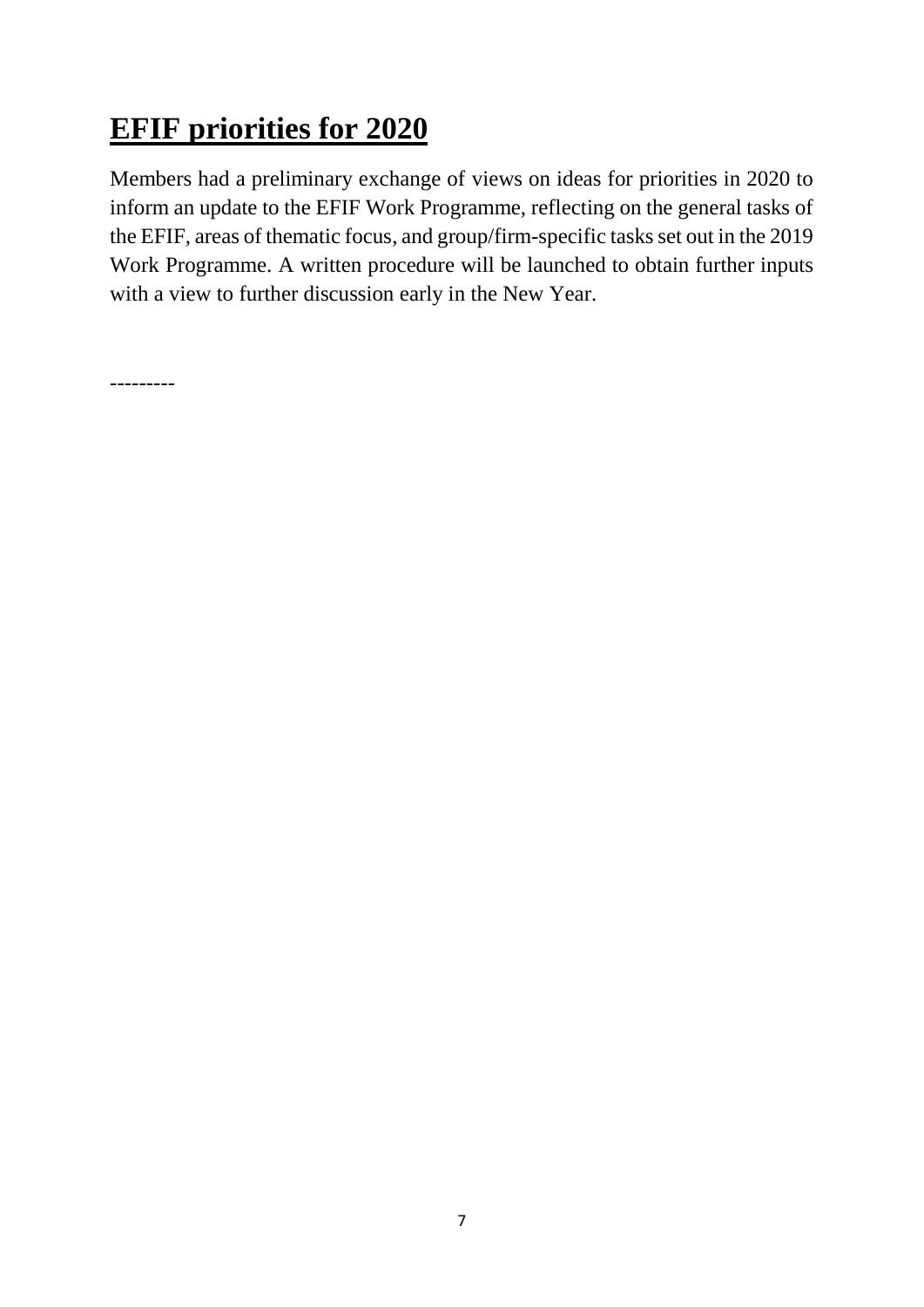## **EFIF priorities for 2020**

Members had a preliminary exchange of views on ideas for priorities in 2020 to inform an update to the EFIF Work Programme, reflecting on the general tasks of the EFIF, areas of thematic focus, and group/firm-specific tasks set out in the 2019 Work Programme. A written procedure will be launched to obtain further inputs with a view to further discussion early in the New Year.

---------